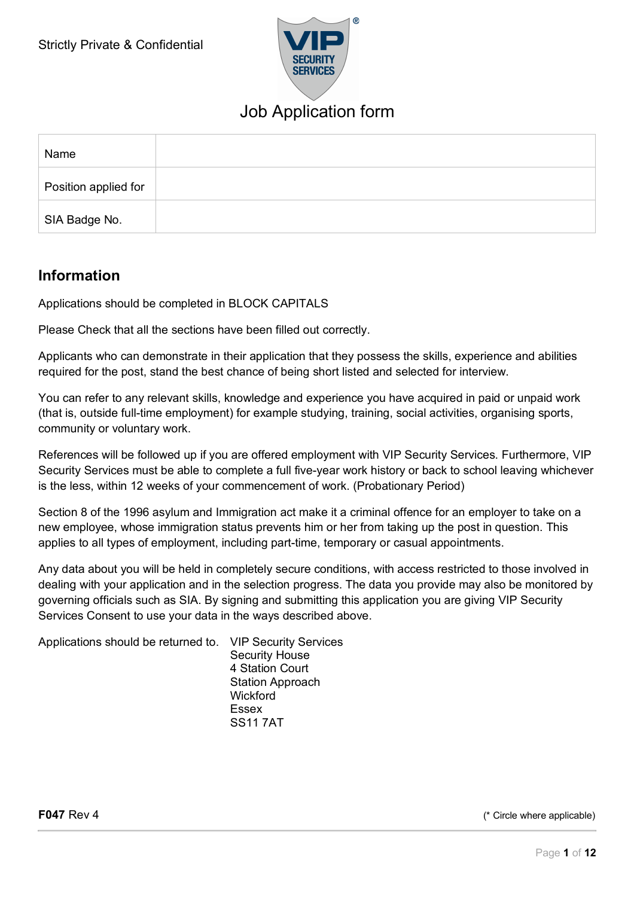Strictly Private & Confidential

# Job Application form

| Name | |
|---|---|
| Position applied for | |
| SIA Badge No. | |

## Information

Applications should be completed in BLOCK CAPITALS

Please Check that all the sections have been filled out correctly.

Applicants who can demonstrate in their application that they possess the skills, experience and abilities required for the post, stand the best chance of being short listed and selected for interview.

You can refer to any relevant skills, knowledge and experience you have acquired in paid or unpaid work (that is, outside full-time employment) for example studying, training, social activities, organising sports, community or voluntary work.

References will be followed up if you are offered employment with VIP Security Services. Furthermore, VIP Security Services must be able to complete a full five-year work history or back to school leaving whichever is the less, within 12 weeks of your commencement of work. (Probationary Period)

Section 8 of the 1996 asylum and Immigration act make it a criminal offence for an employer to take on a new employee, whose immigration status prevents him or her from taking up the post in question. This applies to all types of employment, including part-time, temporary or casual appointments.

Any data about you will be held in completely secure conditions, with access restricted to those involved in dealing with your application and in the selection progress. The data you provide may also be monitored by governing officials such as SIA. By signing and submitting this application you are giving VIP Security Services Consent to use your data in the ways described above.

Applications should be returned to.

VIP Security Services
Security House
4 Station Court
Station Approach
Wickford
Essex
SS11 7AT

**F047** Rev 4

(* Circle where applicable)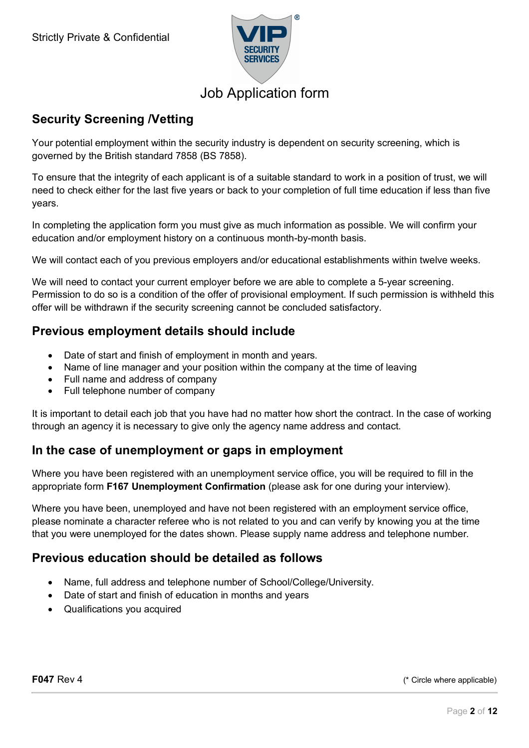Strictly Private & Confidential

# Job Application form

## Security Screening /Vetting

Your potential employment within the security industry is dependent on security screening, which is governed by the British standard 7858 (BS 7858).

To ensure that the integrity of each applicant is of a suitable standard to work in a position of trust, we will need to check either for the last five years or back to your completion of full time education if less than five years.

In completing the application form you must give as much information as possible. We will confirm your education and/or employment history on a continuous month-by-month basis.

We will contact each of you previous employers and/or educational establishments within twelve weeks.

We will need to contact your current employer before we are able to complete a 5-year screening. Permission to do so is a condition of the offer of provisional employment. If such permission is withheld this offer will be withdrawn if the security screening cannot be concluded satisfactory.

## Previous employment details should include

- Date of start and finish of employment in month and years.
- Name of line manager and your position within the company at the time of leaving
- Full name and address of company
- Full telephone number of company

It is important to detail each job that you have had no matter how short the contract. In the case of working through an agency it is necessary to give only the agency name address and contact.

## In the case of unemployment or gaps in employment

Where you have been registered with an unemployment service office, you will be required to fill in the appropriate form **F167 Unemployment Confirmation** (please ask for one during your interview).

Where you have been, unemployed and have not been registered with an employment service office, please nominate a character referee who is not related to you and can verify by knowing you at the time that you were unemployed for the dates shown. Please supply name address and telephone number.

## Previous education should be detailed as follows

- Name, full address and telephone number of School/College/University.
- Date of start and finish of education in months and years
- Qualifications you acquired

**F047** Rev 4

(* Circle where applicable)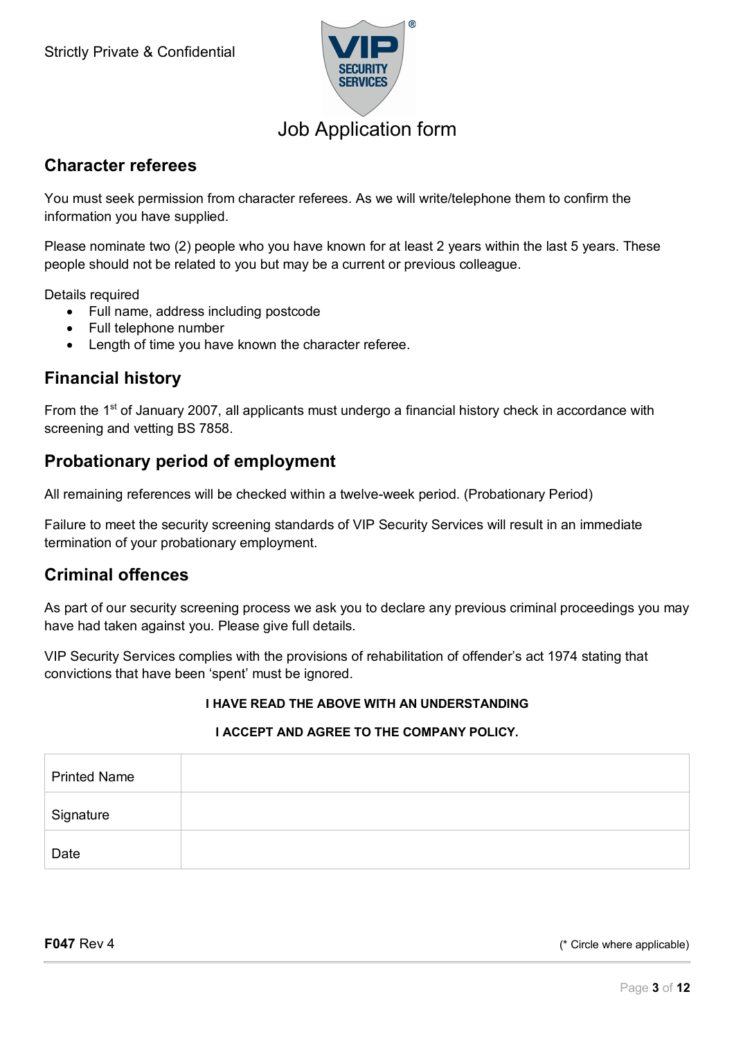Strictly Private & Confidential

# Job Application form

## Character referees

You must seek permission from character referees. As we will write/telephone them to confirm the information you have supplied.

Please nominate two (2) people who you have known for at least 2 years within the last 5 years. These people should not be related to you but may be a current or previous colleague.

Details required

- Full name, address including postcode
- Full telephone number
- Length of time you have known the character referee.

## Financial history

From the 1st of January 2007, all applicants must undergo a financial history check in accordance with screening and vetting BS 7858.

## Probationary period of employment

All remaining references will be checked within a twelve-week period. (Probationary Period)

Failure to meet the security screening standards of VIP Security Services will result in an immediate termination of your probationary employment.

## Criminal offences

As part of our security screening process we ask you to declare any previous criminal proceedings you may have had taken against you. Please give full details.

VIP Security Services complies with the provisions of rehabilitation of offender's act 1974 stating that convictions that have been 'spent' must be ignored.

**I HAVE READ THE ABOVE WITH AN UNDERSTANDING**

**I ACCEPT AND AGREE TO THE COMPANY POLICY.**

| Printed Name | |
|---|---|
| Signature | |
| Date | |

**F047** Rev 4

(* Circle where applicable)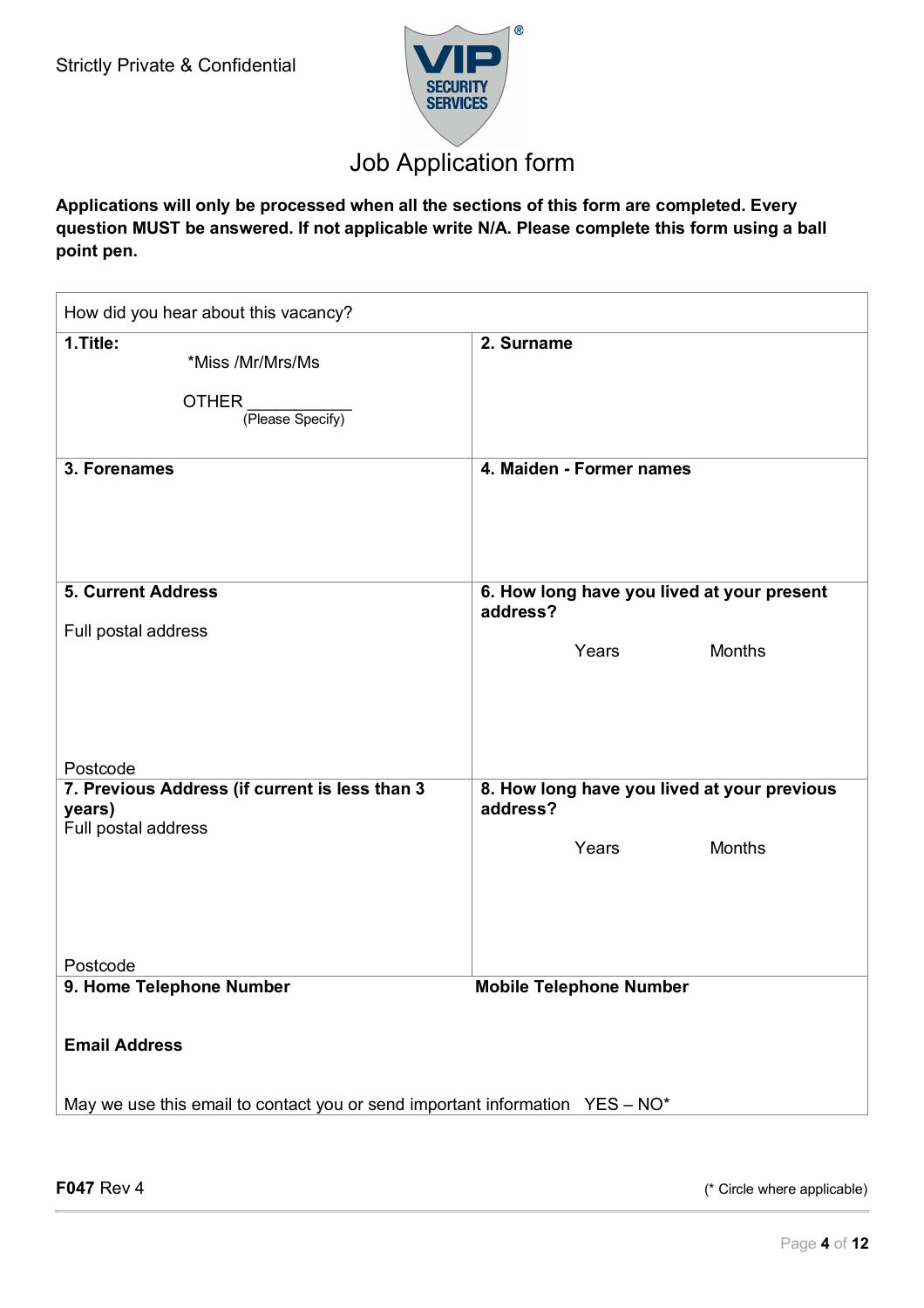Strictly Private & Confidential

# Job Application form

**Applications will only be processed when all the sections of this form are completed. Every question MUST be answered. If not applicable write N/A. Please complete this form using a ball point pen.**

| How did you hear about this vacancy? | |
|---|---|
| **1.Title:** *Miss /Mr/Mrs/Ms<br><br>OTHER ___________<br>(Please Specify) | **2. Surname** |
| **3. Forenames** | **4. Maiden - Former names** |
| **5. Current Address**<br><br>Full postal address<br><br><br><br>Postcode | **6. How long have you lived at your present address?**<br><br>Years Months |
| **7. Previous Address (if current is less than 3 years)**<br>Full postal address<br><br><br><br>Postcode | **8. How long have you lived at your previous address?**<br><br>Years Months |
| **9. Home Telephone Number**<br><br>**Email Address**<br><br>May we use this email to contact you or send important information YES – NO* | **Mobile Telephone Number** |

**F047** Rev 4

(* Circle where applicable)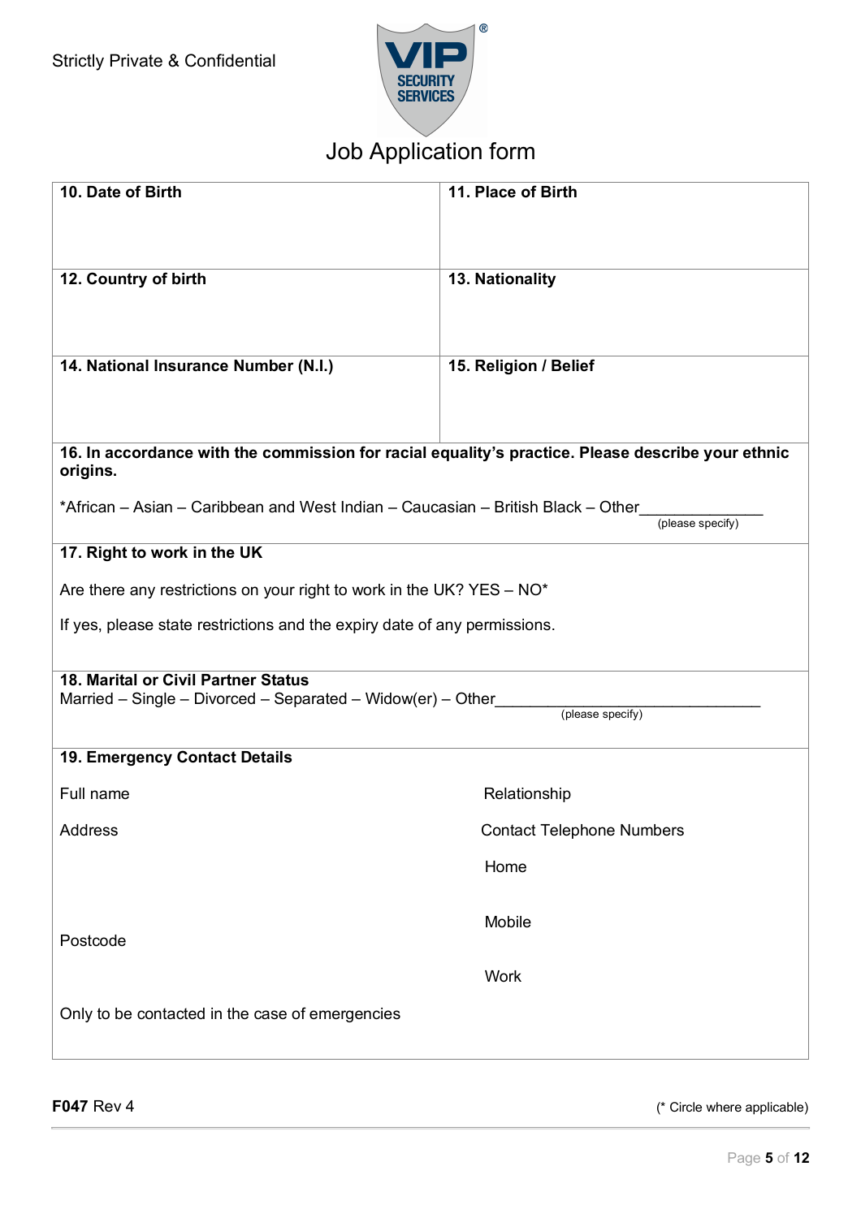Strictly Private & Confidential

# Job Application form

| 10. Date of Birth | 11. Place of Birth |
|---|---|
| | |
| **12. Country of birth** | **13. Nationality** |
| | |
| **14. National Insurance Number (N.I.)** | **15. Religion / Belief** |
| | |

**16. In accordance with the commission for racial equality's practice. Please describe your ethnic origins.**

*African – Asian – Caribbean and West Indian – Caucasian – British Black – Other______________ (please specify)

**17. Right to work in the UK**

Are there any restrictions on your right to work in the UK? YES – NO*

If yes, please state restrictions and the expiry date of any permissions.

**18. Marital or Civil Partner Status**

Married – Single – Divorced – Separated – Widow(er) – Other______________________________ (please specify)

**19. Emergency Contact Details**

| | |
|---|---|
| Full name | Relationship |
| Address | Contact Telephone Numbers |
| | Home |
| | Mobile |
| Postcode | |
| | Work |

Only to be contacted in the case of emergencies

**F047** Rev 4

(* Circle where applicable)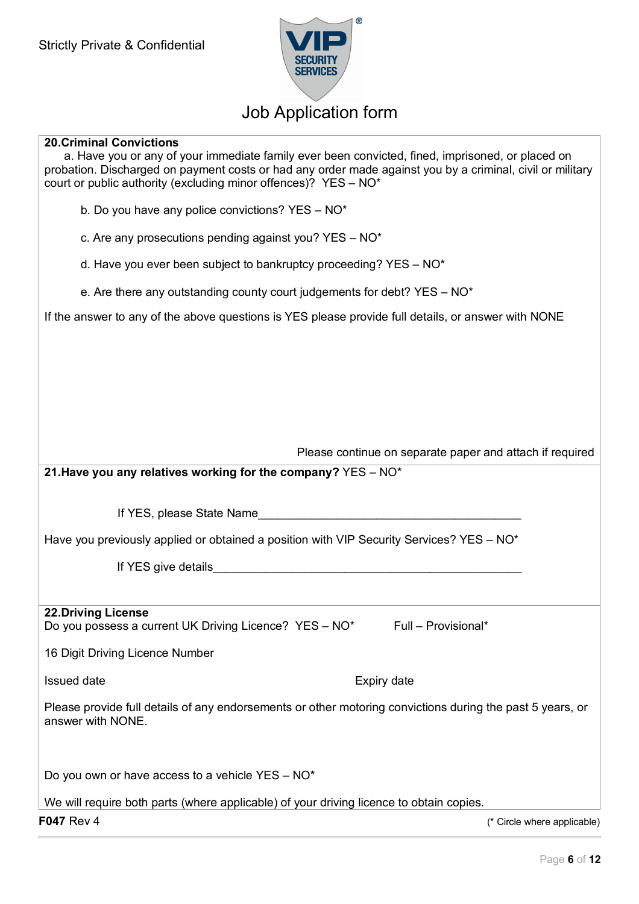Strictly Private & Confidential

# Job Application form

## 20. Criminal Convictions

a. Have you or any of your immediate family ever been convicted, fined, imprisoned, or placed on probation. Discharged on payment costs or had any order made against you by a criminal, civil or military court or public authority (excluding minor offences)? YES – NO*

b. Do you have any police convictions? YES – NO*

c. Are any prosecutions pending against you? YES – NO*

d. Have you ever been subject to bankruptcy proceeding? YES – NO*

e. Are there any outstanding county court judgements for debt? YES – NO*

If the answer to any of the above questions is YES please provide full details, or answer with NONE

Please continue on separate paper and attach if required

## 21. Have you any relatives working for the company? YES – NO*

If YES, please State Name_________________________________________

Have you previously applied or obtained a position with VIP Security Services? YES – NO*

If YES give details_________________________________________________

## 22. Driving License

Do you possess a current UK Driving Licence? YES – NO* Full – Provisional*

16 Digit Driving Licence Number

Issued date

Expiry date

Please provide full details of any endorsements or other motoring convictions during the past 5 years, or answer with NONE.

Do you own or have access to a vehicle YES – NO*

We will require both parts (where applicable) of your driving licence to obtain copies.

**F047** Rev 4

(* Circle where applicable)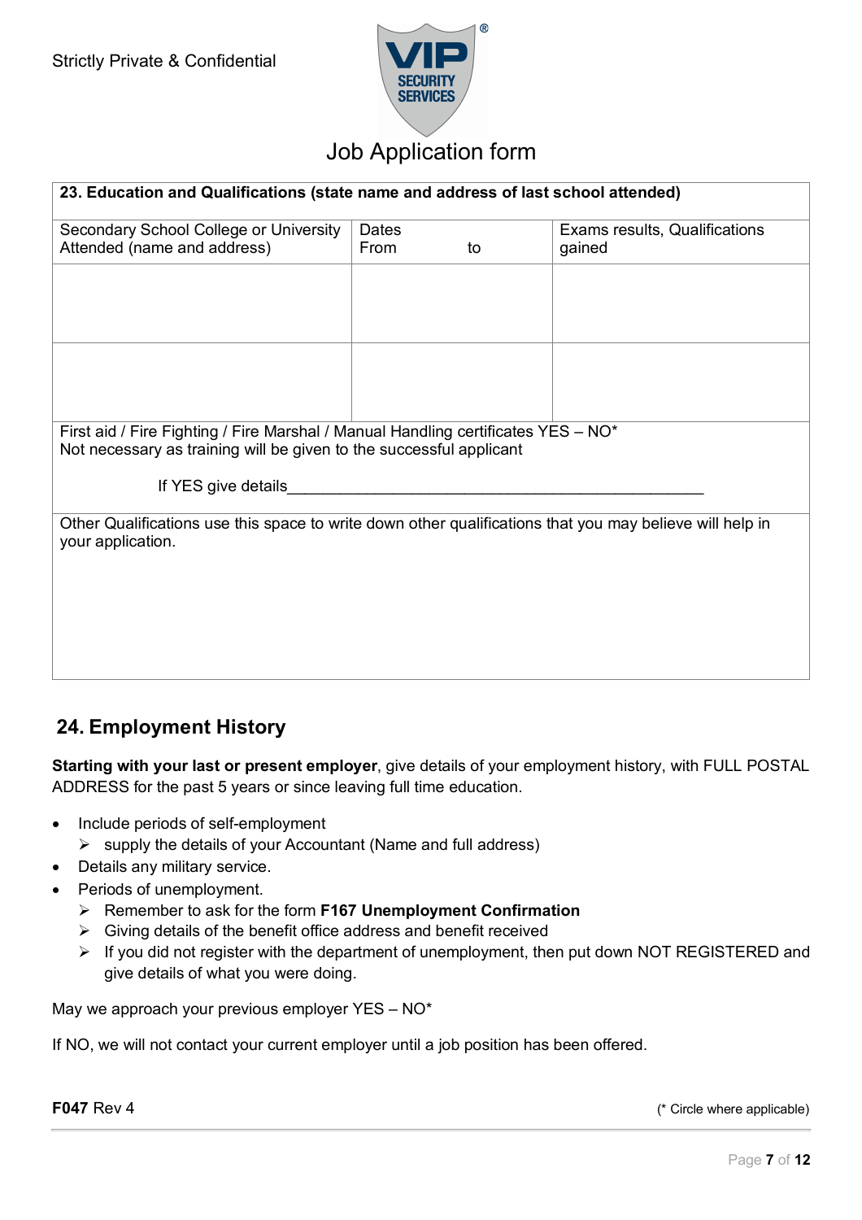Strictly Private & Confidential

# Job Application form

| 23. Education and Qualifications (state name and address of last school attended) | | |
|---|---|---|
| Secondary School College or University Attended (name and address) | Dates From to | Exams results, Qualifications gained |
| | | |
| | | |

First aid / Fire Fighting / Fire Marshal / Manual Handling certificates YES – NO*
Not necessary as training will be given to the successful applicant

If YES give details_______________________________________________

Other Qualifications use this space to write down other qualifications that you may believe will help in your application.

## 24. Employment History

**Starting with your last or present employer**, give details of your employment history, with FULL POSTAL ADDRESS for the past 5 years or since leaving full time education.

- Include periods of self-employment
  - supply the details of your Accountant (Name and full address)
- Details any military service.
- Periods of unemployment.
  - Remember to ask for the form **F167 Unemployment Confirmation**
  - Giving details of the benefit office address and benefit received
  - If you did not register with the department of unemployment, then put down NOT REGISTERED and give details of what you were doing.

May we approach your previous employer YES – NO*

If NO, we will not contact your current employer until a job position has been offered.

**F047** Rev 4

(* Circle where applicable)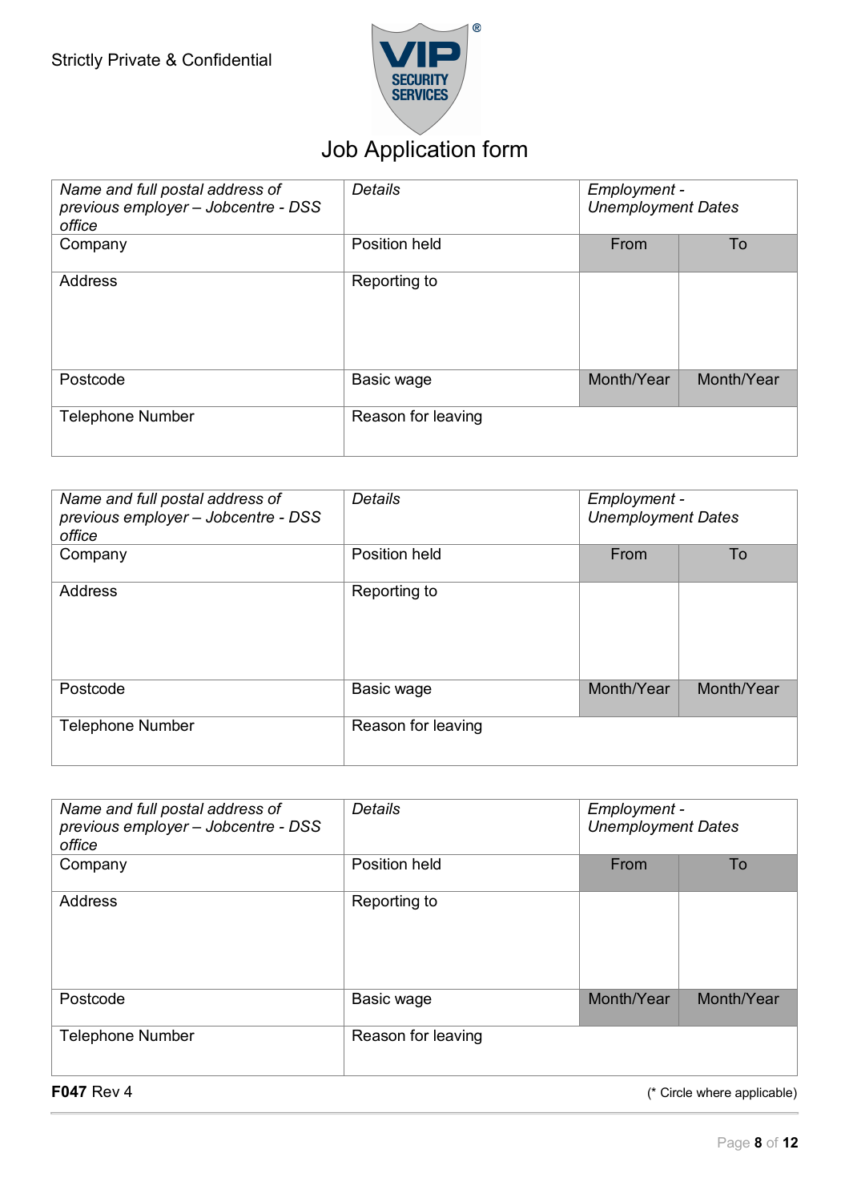Strictly Private & Confidential

# Job Application form

| *Name and full postal address of previous employer – Jobcentre - DSS office* | *Details* | *Employment - Unemployment Dates* | |
|---|---|---|---|
| Company | Position held | From | To |
| Address | Reporting to | | |
| Postcode | Basic wage | Month/Year | Month/Year |
| Telephone Number | Reason for leaving | | |

| *Name and full postal address of previous employer – Jobcentre - DSS office* | *Details* | *Employment - Unemployment Dates* | |
|---|---|---|---|
| Company | Position held | From | To |
| Address | Reporting to | | |
| Postcode | Basic wage | Month/Year | Month/Year |
| Telephone Number | Reason for leaving | | |

| *Name and full postal address of previous employer – Jobcentre - DSS office* | *Details* | *Employment - Unemployment Dates* | |
|---|---|---|---|
| Company | Position held | From | To |
| Address | Reporting to | | |
| Postcode | Basic wage | Month/Year | Month/Year |
| Telephone Number | Reason for leaving | | |

**F047** Rev 4

(* Circle where applicable)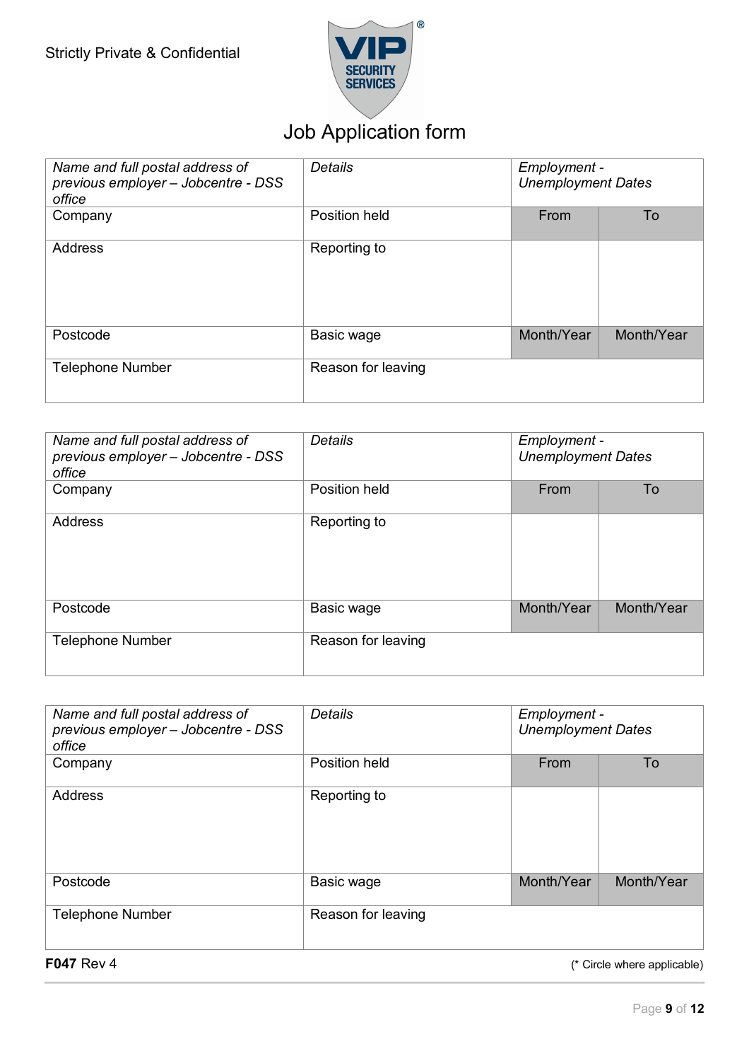Strictly Private & Confidential

# Job Application form

| *Name and full postal address of previous employer – Jobcentre - DSS office* | *Details* | *Employment - Unemployment Dates* | |
|---|---|---|---|
| Company | Position held | From | To |
| Address | Reporting to | | |
| Postcode | Basic wage | Month/Year | Month/Year |
| Telephone Number | Reason for leaving | | |

| *Name and full postal address of previous employer – Jobcentre - DSS office* | *Details* | *Employment - Unemployment Dates* | |
|---|---|---|---|
| Company | Position held | From | To |
| Address | Reporting to | | |
| Postcode | Basic wage | Month/Year | Month/Year |
| Telephone Number | Reason for leaving | | |

| *Name and full postal address of previous employer – Jobcentre - DSS office* | *Details* | *Employment - Unemployment Dates* | |
|---|---|---|---|
| Company | Position held | From | To |
| Address | Reporting to | | |
| Postcode | Basic wage | Month/Year | Month/Year |
| Telephone Number | Reason for leaving | | |

**F047** Rev 4

(* Circle where applicable)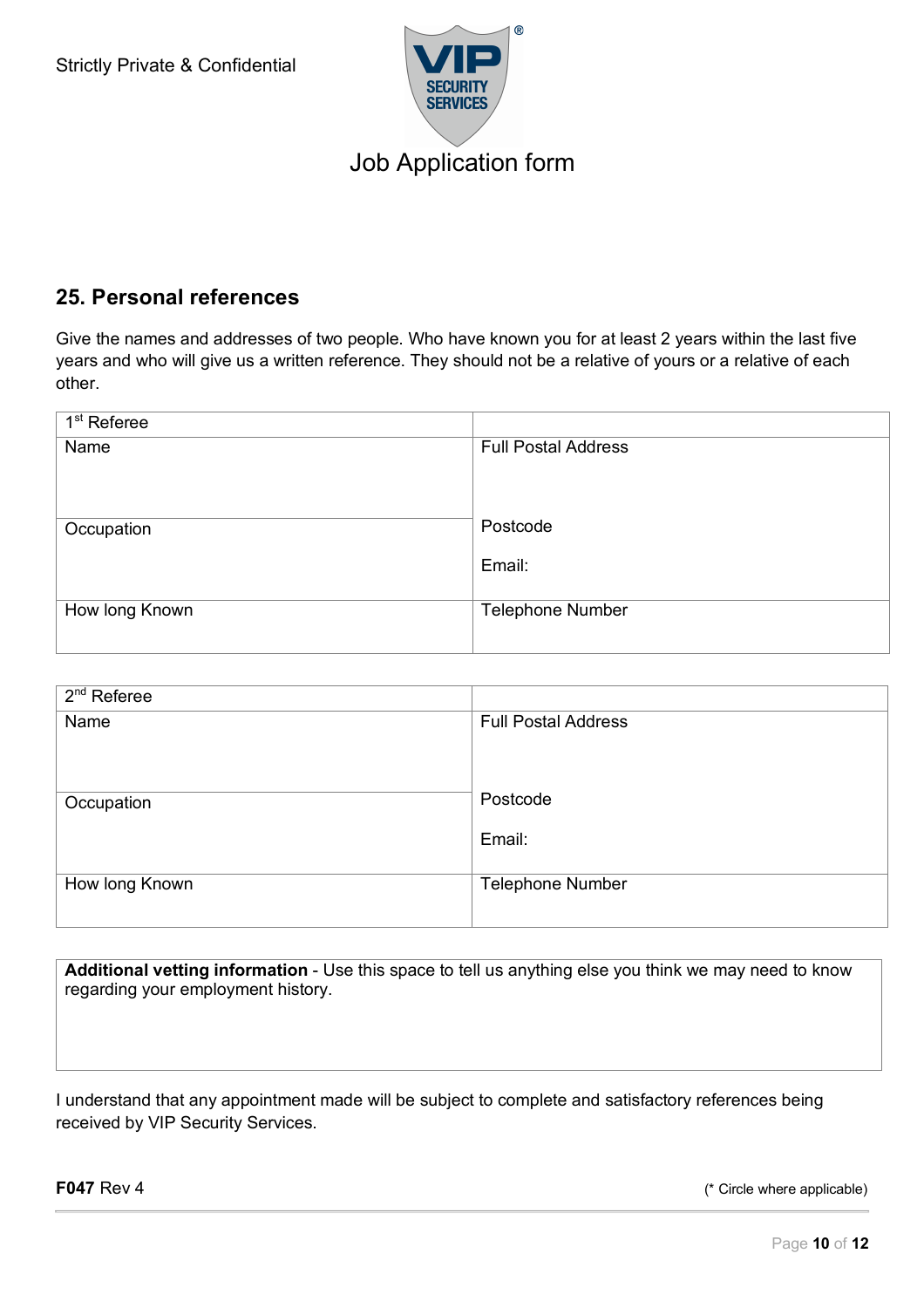Strictly Private & Confidential

# Job Application form

## 25. Personal references

Give the names and addresses of two people. Who have known you for at least 2 years within the last five years and who will give us a written reference. They should not be a relative of yours or a relative of each other.

| 1st Referee | |
|---|---|
| Name | Full Postal Address |
| Occupation | Postcode<br><br>Email: |
| How long Known | Telephone Number |

| 2nd Referee | |
|---|---|
| Name | Full Postal Address |
| Occupation | Postcode<br><br>Email: |
| How long Known | Telephone Number |

| **Additional vetting information** - Use this space to tell us anything else you think we may need to know regarding your employment history. |
|---|
| |

I understand that any appointment made will be subject to complete and satisfactory references being received by VIP Security Services.

**F047** Rev 4

(* Circle where applicable)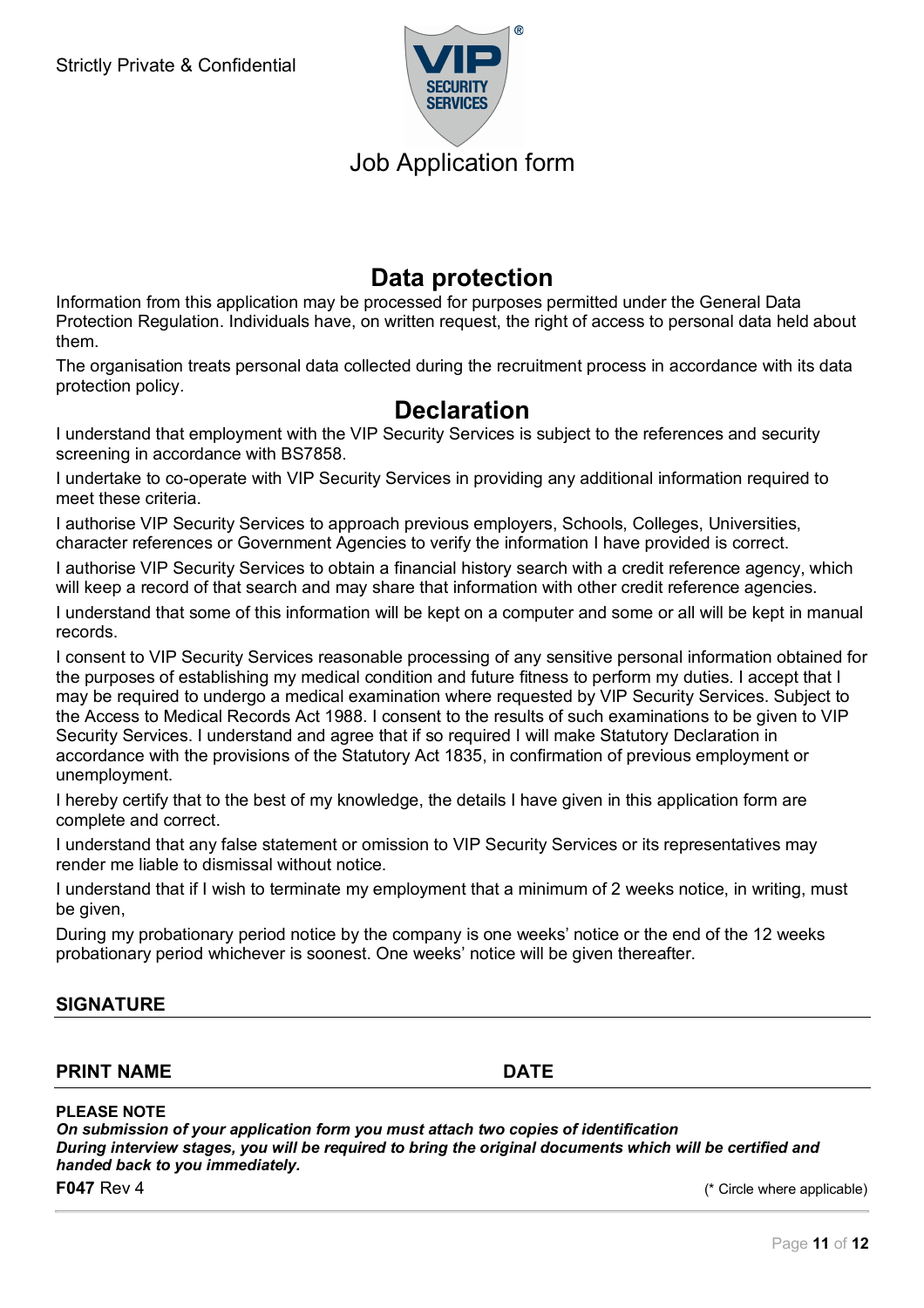Strictly Private & Confidential

Job Application form

## Data protection

Information from this application may be processed for purposes permitted under the General Data Protection Regulation. Individuals have, on written request, the right of access to personal data held about them.

The organisation treats personal data collected during the recruitment process in accordance with its data protection policy.

## Declaration

I understand that employment with the VIP Security Services is subject to the references and security screening in accordance with BS7858.

I undertake to co-operate with VIP Security Services in providing any additional information required to meet these criteria.

I authorise VIP Security Services to approach previous employers, Schools, Colleges, Universities, character references or Government Agencies to verify the information I have provided is correct.

I authorise VIP Security Services to obtain a financial history search with a credit reference agency, which will keep a record of that search and may share that information with other credit reference agencies.

I understand that some of this information will be kept on a computer and some or all will be kept in manual records.

I consent to VIP Security Services reasonable processing of any sensitive personal information obtained for the purposes of establishing my medical condition and future fitness to perform my duties. I accept that I may be required to undergo a medical examination where requested by VIP Security Services. Subject to the Access to Medical Records Act 1988. I consent to the results of such examinations to be given to VIP Security Services. I understand and agree that if so required I will make Statutory Declaration in accordance with the provisions of the Statutory Act 1835, in confirmation of previous employment or unemployment.

I hereby certify that to the best of my knowledge, the details I have given in this application form are complete and correct.

I understand that any false statement or omission to VIP Security Services or its representatives may render me liable to dismissal without notice.

I understand that if I wish to terminate my employment that a minimum of 2 weeks notice, in writing, must be given,

During my probationary period notice by the company is one weeks' notice or the end of the 12 weeks probationary period whichever is soonest. One weeks' notice will be given thereafter.

**SIGNATURE**

**PRINT NAME** **DATE**

**PLEASE NOTE**
***On submission of your application form you must attach two copies of identification***
***During interview stages, you will be required to bring the original documents which will be certified and handed back to you immediately.***

**F047** Rev 4 (* Circle where applicable)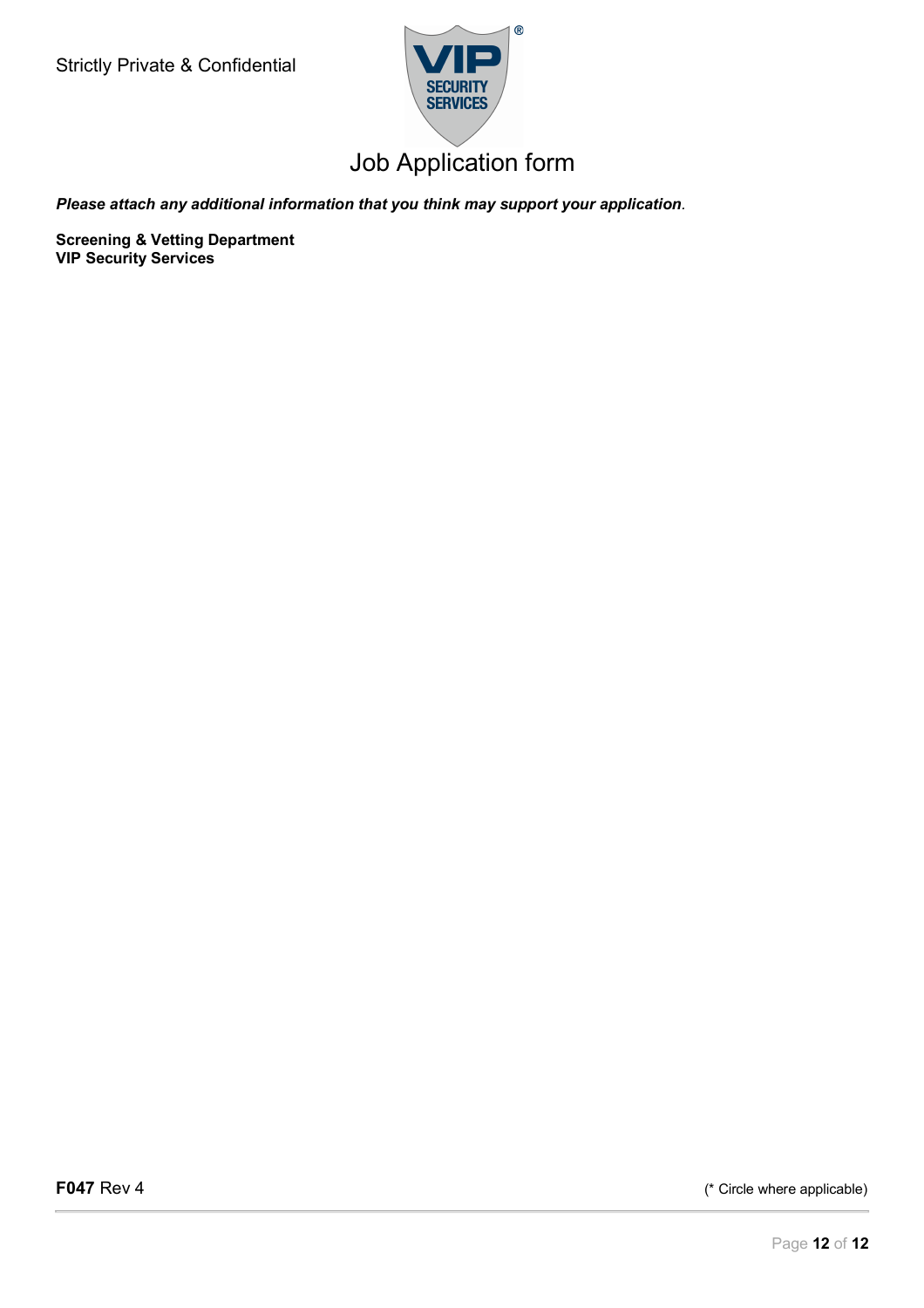Strictly Private & Confidential

# Job Application form

***Please attach any additional information that you think may support your application***.

**Screening & Vetting Department**
**VIP Security Services**

**F047** Rev 4

(* Circle where applicable)